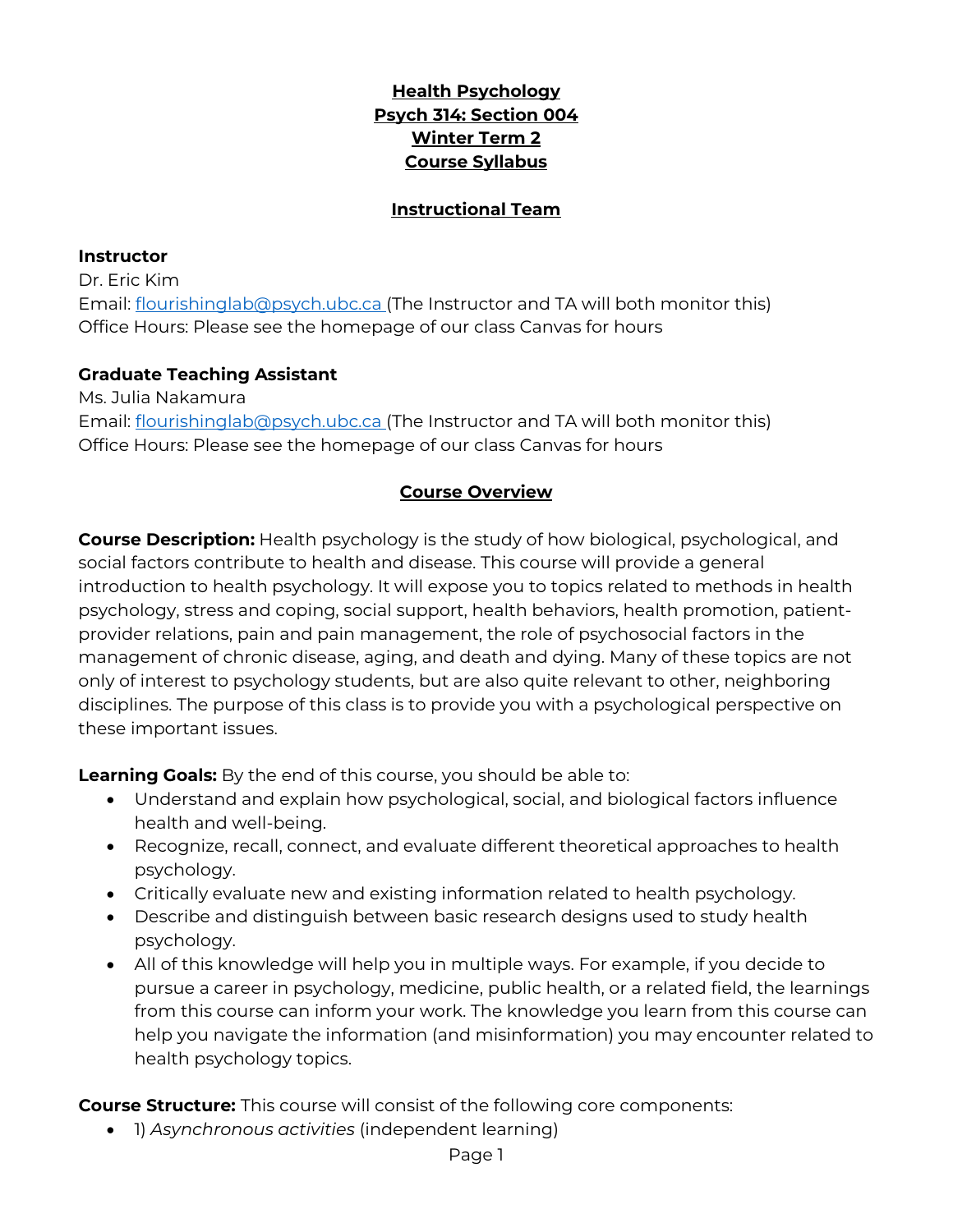# Health Psychology
## Psych 314: Section 004
## Winter Term 2
## Course Syllabus

## Instructional Team

**Instructor**
Dr. Eric Kim
Email: [flourishinglab@psych.ubc.ca](mailto:flourishinglab@psych.ubc.ca) (The Instructor and TA will both monitor this)
Office Hours: Please see the homepage of our class Canvas for hours

**Graduate Teaching Assistant**
Ms. Julia Nakamura
Email: [flourishinglab@psych.ubc.ca](mailto:flourishinglab@psych.ubc.ca) (The Instructor and TA will both monitor this)
Office Hours: Please see the homepage of our class Canvas for hours

## Course Overview

**Course Description:** Health psychology is the study of how biological, psychological, and social factors contribute to health and disease. This course will provide a general introduction to health psychology. It will expose you to topics related to methods in health psychology, stress and coping, social support, health behaviors, health promotion, patient-provider relations, pain and pain management, the role of psychosocial factors in the management of chronic disease, aging, and death and dying. Many of these topics are not only of interest to psychology students, but are also quite relevant to other, neighboring disciplines. The purpose of this class is to provide you with a psychological perspective on these important issues.

**Learning Goals:** By the end of this course, you should be able to:

- Understand and explain how psychological, social, and biological factors influence health and well-being.
- Recognize, recall, connect, and evaluate different theoretical approaches to health psychology.
- Critically evaluate new and existing information related to health psychology.
- Describe and distinguish between basic research designs used to study health psychology.
- All of this knowledge will help you in multiple ways. For example, if you decide to pursue a career in psychology, medicine, public health, or a related field, the learnings from this course can inform your work. The knowledge you learn from this course can help you navigate the information (and misinformation) you may encounter related to health psychology topics.

**Course Structure:** This course will consist of the following core components:

- 1) *Asynchronous activities* (independent learning)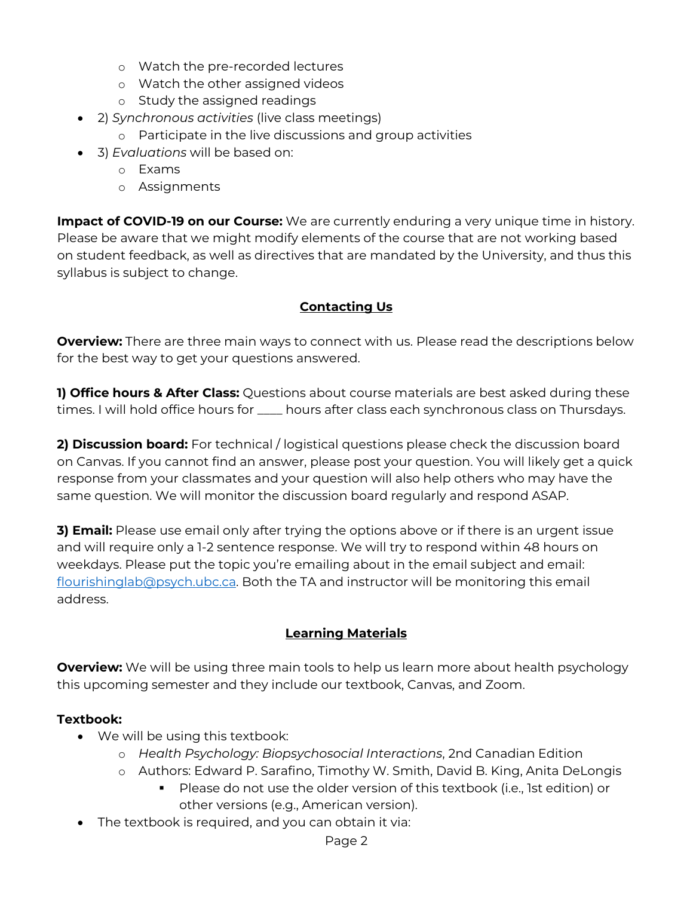- Watch the pre-recorded lectures
    - Watch the other assigned videos
    - Study the assigned readings
- 2) *Synchronous activities* (live class meetings)
    - Participate in the live discussions and group activities
- 3) *Evaluations* will be based on:
    - Exams
    - Assignments

**Impact of COVID-19 on our Course:** We are currently enduring a very unique time in history. Please be aware that we might modify elements of the course that are not working based on student feedback, as well as directives that are mandated by the University, and thus this syllabus is subject to change.

## Contacting Us

**Overview:** There are three main ways to connect with us. Please read the descriptions below for the best way to get your questions answered.

**1) Office hours & After Class:** Questions about course materials are best asked during these times. I will hold office hours for ____ hours after class each synchronous class on Thursdays.

**2) Discussion board:** For technical / logistical questions please check the discussion board on Canvas. If you cannot find an answer, please post your question. You will likely get a quick response from your classmates and your question will also help others who may have the same question. We will monitor the discussion board regularly and respond ASAP.

**3) Email:** Please use email only after trying the options above or if there is an urgent issue and will require only a 1-2 sentence response. We will try to respond within 48 hours on weekdays. Please put the topic you're emailing about in the email subject and email: flourishinglab@psych.ubc.ca. Both the TA and instructor will be monitoring this email address.

## Learning Materials

**Overview:** We will be using three main tools to help us learn more about health psychology this upcoming semester and they include our textbook, Canvas, and Zoom.

**Textbook:**

- We will be using this textbook:
    - *Health Psychology: Biopsychosocial Interactions*, 2nd Canadian Edition
    - Authors: Edward P. Sarafino, Timothy W. Smith, David B. King, Anita DeLongis
        - Please do not use the older version of this textbook (i.e., 1st edition) or other versions (e.g., American version).
- The textbook is required, and you can obtain it via: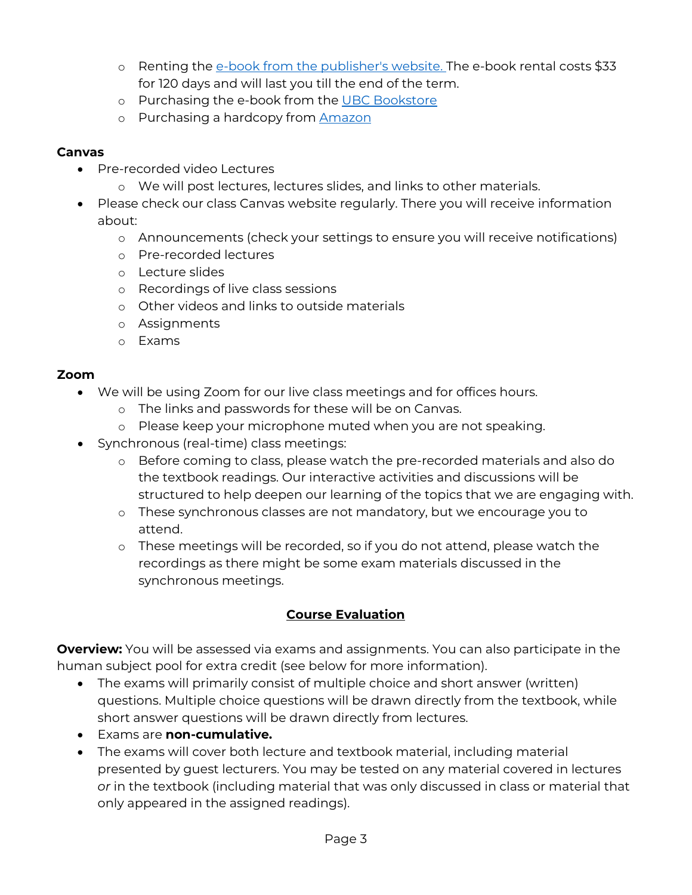- Renting the [e-book from the publisher's website.](#) The e-book rental costs $33 for 120 days and will last you till the end of the term.
- Purchasing the e-book from the [UBC Bookstore](#)
- Purchasing a hardcopy from [Amazon](#)

**Canvas**

- Pre-recorded video Lectures
  - We will post lectures, lectures slides, and links to other materials.
- Please check our class Canvas website regularly. There you will receive information about:
  - Announcements (check your settings to ensure you will receive notifications)
  - Pre-recorded lectures
  - Lecture slides
  - Recordings of live class sessions
  - Other videos and links to outside materials
  - Assignments
  - Exams

**Zoom**

- We will be using Zoom for our live class meetings and for offices hours.
  - The links and passwords for these will be on Canvas.
  - Please keep your microphone muted when you are not speaking.
- Synchronous (real-time) class meetings:
  - Before coming to class, please watch the pre-recorded materials and also do the textbook readings. Our interactive activities and discussions will be structured to help deepen our learning of the topics that we are engaging with.
  - These synchronous classes are not mandatory, but we encourage you to attend.
  - These meetings will be recorded, so if you do not attend, please watch the recordings as there might be some exam materials discussed in the synchronous meetings.

## Course Evaluation

**Overview:** You will be assessed via exams and assignments. You can also participate in the human subject pool for extra credit (see below for more information).

- The exams will primarily consist of multiple choice and short answer (written) questions. Multiple choice questions will be drawn directly from the textbook, while short answer questions will be drawn directly from lectures.
- Exams are **non-cumulative.**
- The exams will cover both lecture and textbook material, including material presented by guest lecturers. You may be tested on any material covered in lectures *or* in the textbook (including material that was only discussed in class or material that only appeared in the assigned readings).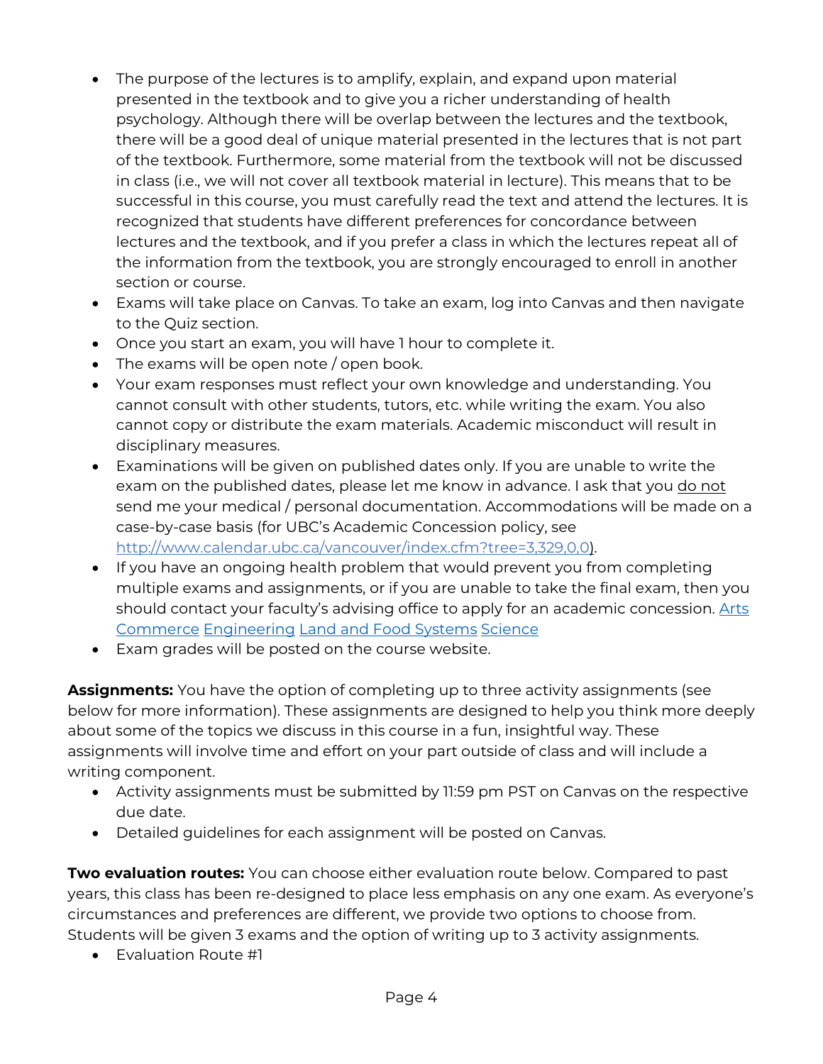- The purpose of the lectures is to amplify, explain, and expand upon material presented in the textbook and to give you a richer understanding of health psychology. Although there will be overlap between the lectures and the textbook, there will be a good deal of unique material presented in the lectures that is not part of the textbook. Furthermore, some material from the textbook will not be discussed in class (i.e., we will not cover all textbook material in lecture). This means that to be successful in this course, you must carefully read the text and attend the lectures. It is recognized that students have different preferences for concordance between lectures and the textbook, and if you prefer a class in which the lectures repeat all of the information from the textbook, you are strongly encouraged to enroll in another section or course.
- Exams will take place on Canvas. To take an exam, log into Canvas and then navigate to the Quiz section.
- Once you start an exam, you will have 1 hour to complete it.
- The exams will be open note / open book.
- Your exam responses must reflect your own knowledge and understanding. You cannot consult with other students, tutors, etc. while writing the exam. You also cannot copy or distribute the exam materials. Academic misconduct will result in disciplinary measures.
- Examinations will be given on published dates only. If you are unable to write the exam on the published dates, please let me know in advance. I ask that you <u>do not</u> send me your medical / personal documentation. Accommodations will be made on a case-by-case basis (for UBC's Academic Concession policy, see [http://www.calendar.ubc.ca/vancouver/index.cfm?tree=3,329,0,0](http://www.calendar.ubc.ca/vancouver/index.cfm?tree=3,329,0,0)).
- If you have an ongoing health problem that would prevent you from completing multiple exams and assignments, or if you are unable to take the final exam, then you should contact your faculty's advising office to apply for an academic concession. Arts Commerce Engineering Land and Food Systems Science
- Exam grades will be posted on the course website.

**Assignments:** You have the option of completing up to three activity assignments (see below for more information). These assignments are designed to help you think more deeply about some of the topics we discuss in this course in a fun, insightful way. These assignments will involve time and effort on your part outside of class and will include a writing component.

- Activity assignments must be submitted by 11:59 pm PST on Canvas on the respective due date.
- Detailed guidelines for each assignment will be posted on Canvas.

**Two evaluation routes:** You can choose either evaluation route below. Compared to past years, this class has been re-designed to place less emphasis on any one exam. As everyone's circumstances and preferences are different, we provide two options to choose from. Students will be given 3 exams and the option of writing up to 3 activity assignments.

- Evaluation Route #1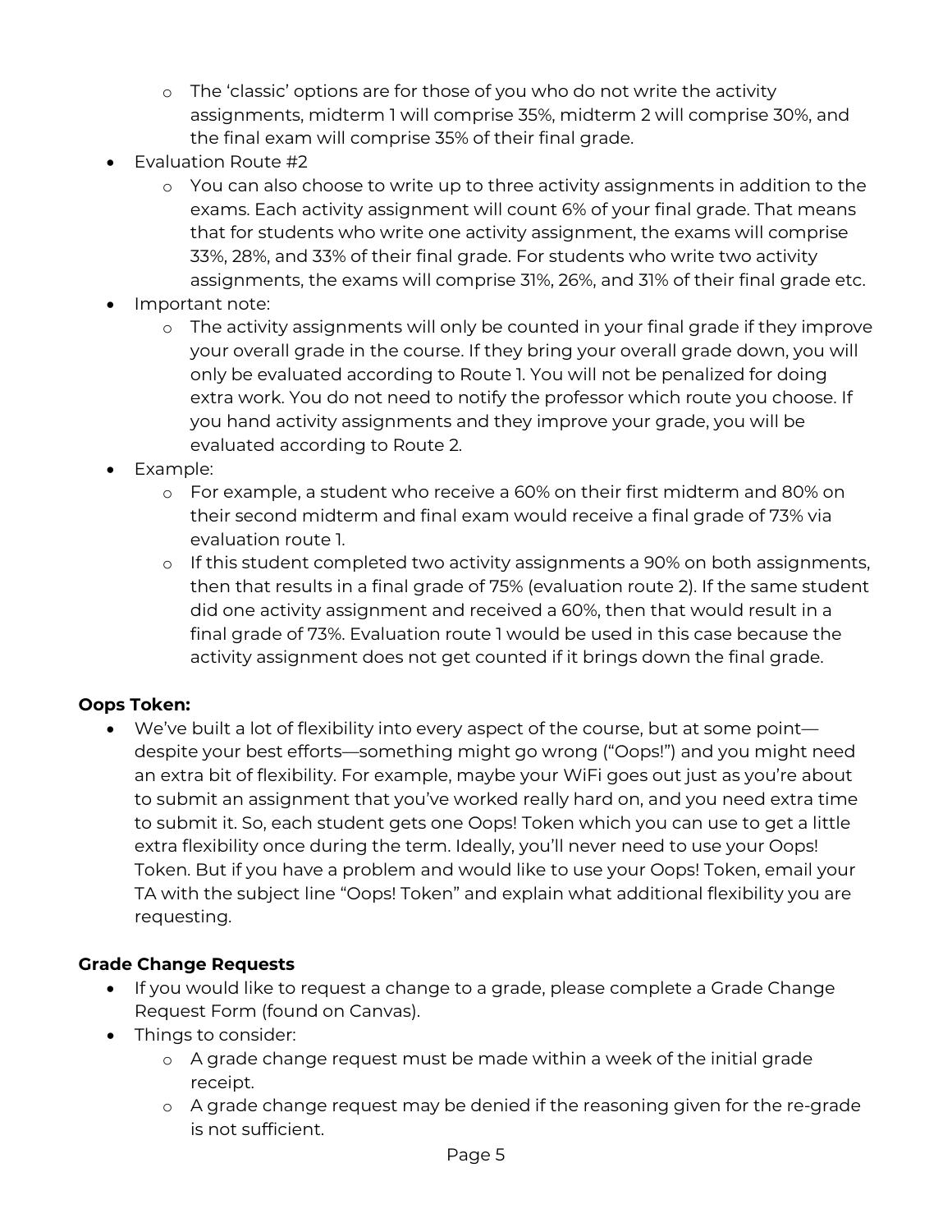- The 'classic' options are for those of you who do not write the activity assignments, midterm 1 will comprise 35%, midterm 2 will comprise 30%, and the final exam will comprise 35% of their final grade.

- Evaluation Route #2
  - You can also choose to write up to three activity assignments in addition to the exams. Each activity assignment will count 6% of your final grade. That means that for students who write one activity assignment, the exams will comprise 33%, 28%, and 33% of their final grade. For students who write two activity assignments, the exams will comprise 31%, 26%, and 31% of their final grade etc.
- Important note:
  - The activity assignments will only be counted in your final grade if they improve your overall grade in the course. If they bring your overall grade down, you will only be evaluated according to Route 1. You will not be penalized for doing extra work. You do not need to notify the professor which route you choose. If you hand activity assignments and they improve your grade, you will be evaluated according to Route 2.
- Example:
  - For example, a student who receive a 60% on their first midterm and 80% on their second midterm and final exam would receive a final grade of 73% via evaluation route 1.
  - If this student completed two activity assignments a 90% on both assignments, then that results in a final grade of 75% (evaluation route 2). If the same student did one activity assignment and received a 60%, then that would result in a final grade of 73%. Evaluation route 1 would be used in this case because the activity assignment does not get counted if it brings down the final grade.

**Oops Token:**

- We've built a lot of flexibility into every aspect of the course, but at some point—despite your best efforts—something might go wrong ("Oops!") and you might need an extra bit of flexibility. For example, maybe your WiFi goes out just as you're about to submit an assignment that you've worked really hard on, and you need extra time to submit it. So, each student gets one Oops! Token which you can use to get a little extra flexibility once during the term. Ideally, you'll never need to use your Oops! Token. But if you have a problem and would like to use your Oops! Token, email your TA with the subject line "Oops! Token" and explain what additional flexibility you are requesting.

**Grade Change Requests**

- If you would like to request a change to a grade, please complete a Grade Change Request Form (found on Canvas).
- Things to consider:
  - A grade change request must be made within a week of the initial grade receipt.
  - A grade change request may be denied if the reasoning given for the re-grade is not sufficient.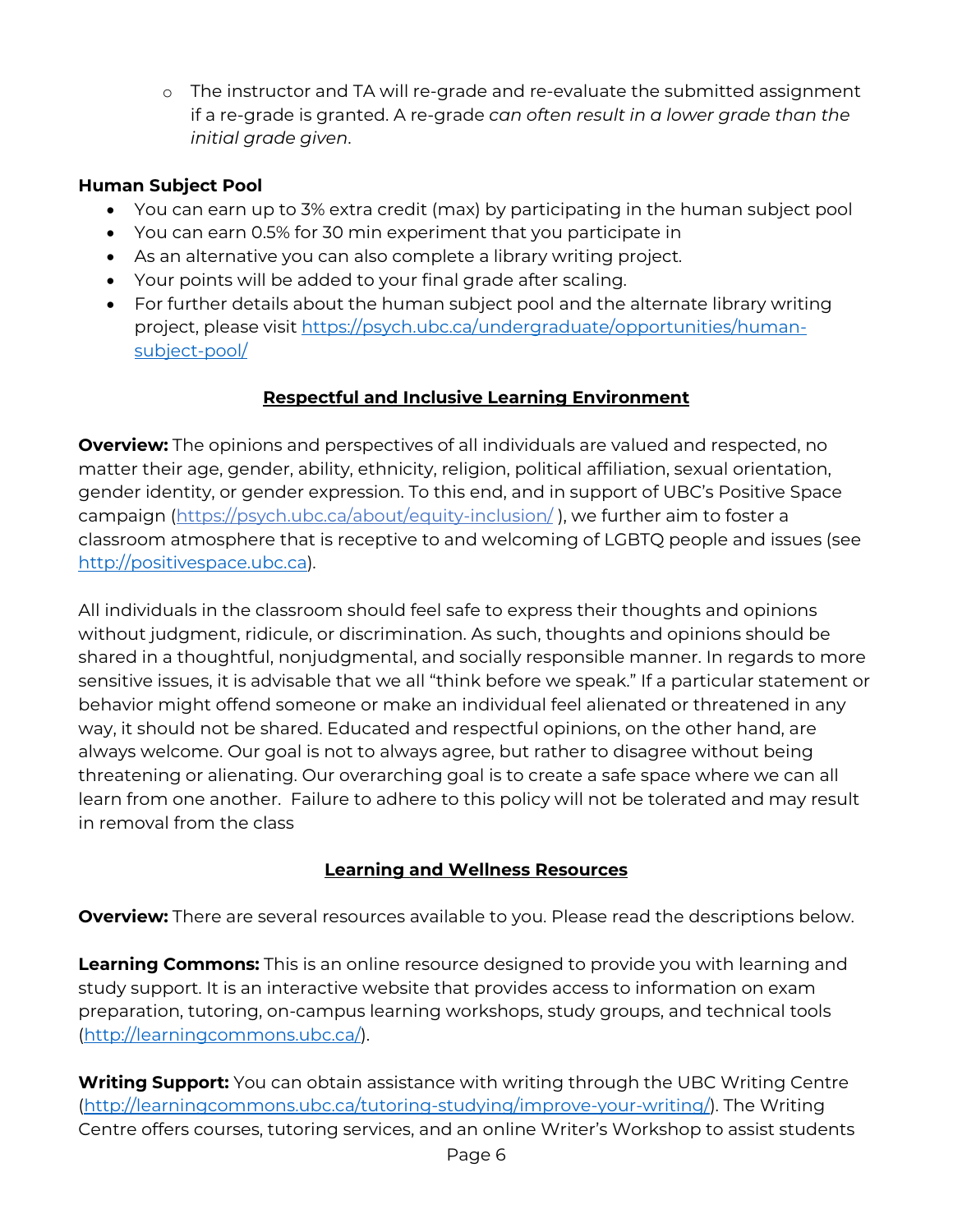- The instructor and TA will re-grade and re-evaluate the submitted assignment if a re-grade is granted. A re-grade *can often result in a lower grade than the initial grade given*.

**Human Subject Pool**

- You can earn up to 3% extra credit (max) by participating in the human subject pool
- You can earn 0.5% for 30 min experiment that you participate in
- As an alternative you can also complete a library writing project.
- Your points will be added to your final grade after scaling.
- For further details about the human subject pool and the alternate library writing project, please visit https://psych.ubc.ca/undergraduate/opportunities/human-subject-pool/

## Respectful and Inclusive Learning Environment

**Overview:** The opinions and perspectives of all individuals are valued and respected, no matter their age, gender, ability, ethnicity, religion, political affiliation, sexual orientation, gender identity, or gender expression. To this end, and in support of UBC's Positive Space campaign (https://psych.ubc.ca/about/equity-inclusion/ ), we further aim to foster a classroom atmosphere that is receptive to and welcoming of LGBTQ people and issues (see http://positivespace.ubc.ca).

All individuals in the classroom should feel safe to express their thoughts and opinions without judgment, ridicule, or discrimination. As such, thoughts and opinions should be shared in a thoughtful, nonjudgmental, and socially responsible manner. In regards to more sensitive issues, it is advisable that we all "think before we speak." If a particular statement or behavior might offend someone or make an individual feel alienated or threatened in any way, it should not be shared. Educated and respectful opinions, on the other hand, are always welcome. Our goal is not to always agree, but rather to disagree without being threatening or alienating. Our overarching goal is to create a safe space where we can all learn from one another. Failure to adhere to this policy will not be tolerated and may result in removal from the class

## Learning and Wellness Resources

**Overview:** There are several resources available to you. Please read the descriptions below.

**Learning Commons:** This is an online resource designed to provide you with learning and study support. It is an interactive website that provides access to information on exam preparation, tutoring, on-campus learning workshops, study groups, and technical tools (http://learningcommons.ubc.ca/).

**Writing Support:** You can obtain assistance with writing through the UBC Writing Centre (http://learningcommons.ubc.ca/tutoring-studying/improve-your-writing/). The Writing Centre offers courses, tutoring services, and an online Writer's Workshop to assist students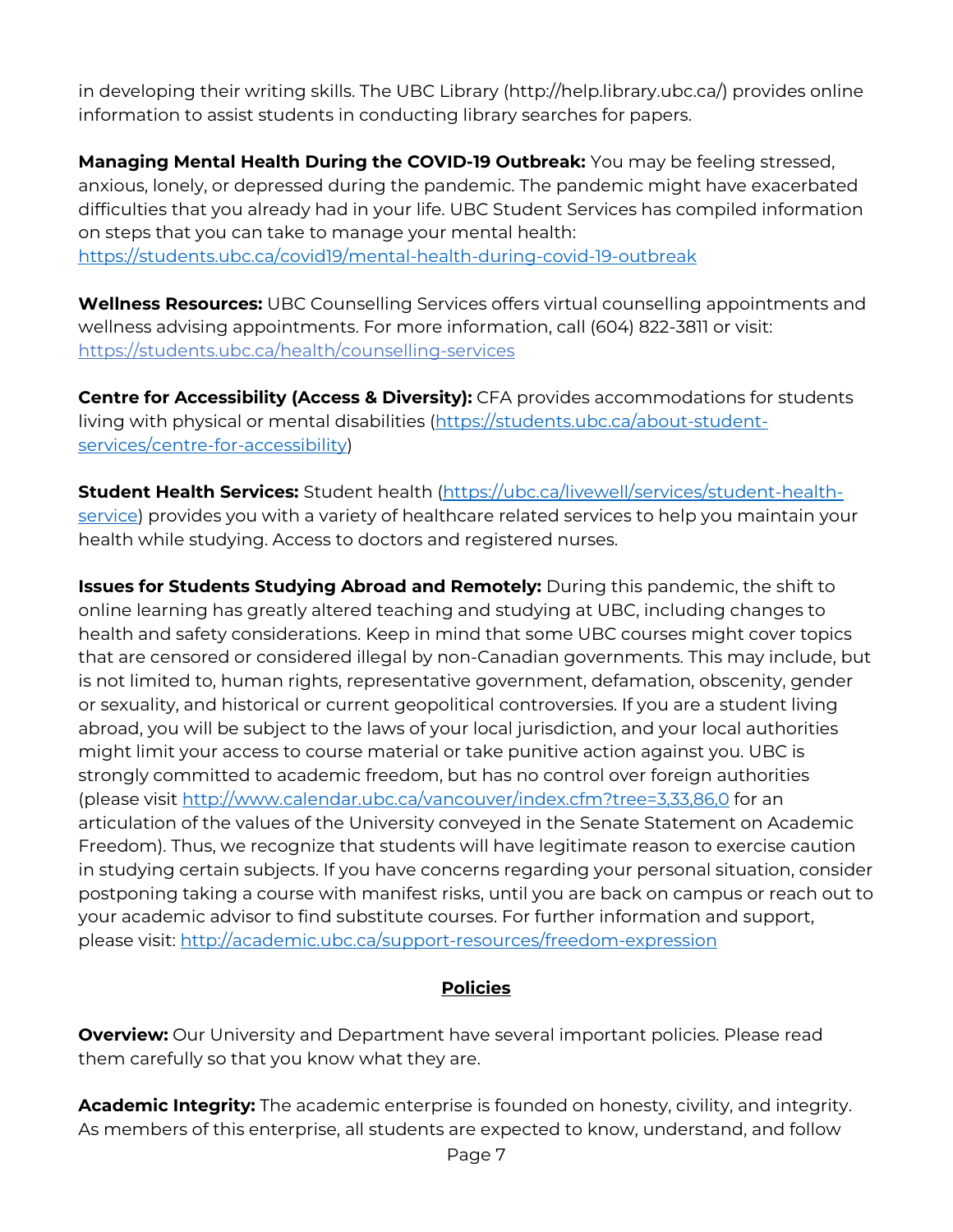in developing their writing skills. The UBC Library (http://help.library.ubc.ca/) provides online information to assist students in conducting library searches for papers.

**Managing Mental Health During the COVID-19 Outbreak:** You may be feeling stressed, anxious, lonely, or depressed during the pandemic. The pandemic might have exacerbated difficulties that you already had in your life. UBC Student Services has compiled information on steps that you can take to manage your mental health: https://students.ubc.ca/covid19/mental-health-during-covid-19-outbreak

**Wellness Resources:** UBC Counselling Services offers virtual counselling appointments and wellness advising appointments. For more information, call (604) 822-3811 or visit: https://students.ubc.ca/health/counselling-services

**Centre for Accessibility (Access & Diversity):** CFA provides accommodations for students living with physical or mental disabilities (https://students.ubc.ca/about-student-services/centre-for-accessibility)

**Student Health Services:** Student health (https://ubc.ca/livewell/services/student-health-service) provides you with a variety of healthcare related services to help you maintain your health while studying. Access to doctors and registered nurses.

**Issues for Students Studying Abroad and Remotely:** During this pandemic, the shift to online learning has greatly altered teaching and studying at UBC, including changes to health and safety considerations. Keep in mind that some UBC courses might cover topics that are censored or considered illegal by non-Canadian governments. This may include, but is not limited to, human rights, representative government, defamation, obscenity, gender or sexuality, and historical or current geopolitical controversies. If you are a student living abroad, you will be subject to the laws of your local jurisdiction, and your local authorities might limit your access to course material or take punitive action against you. UBC is strongly committed to academic freedom, but has no control over foreign authorities (please visit http://www.calendar.ubc.ca/vancouver/index.cfm?tree=3,33,86,0 for an articulation of the values of the University conveyed in the Senate Statement on Academic Freedom). Thus, we recognize that students will have legitimate reason to exercise caution in studying certain subjects. If you have concerns regarding your personal situation, consider postponing taking a course with manifest risks, until you are back on campus or reach out to your academic advisor to find substitute courses. For further information and support, please visit: http://academic.ubc.ca/support-resources/freedom-expression

## Policies

**Overview:** Our University and Department have several important policies. Please read them carefully so that you know what they are.

**Academic Integrity:** The academic enterprise is founded on honesty, civility, and integrity. As members of this enterprise, all students are expected to know, understand, and follow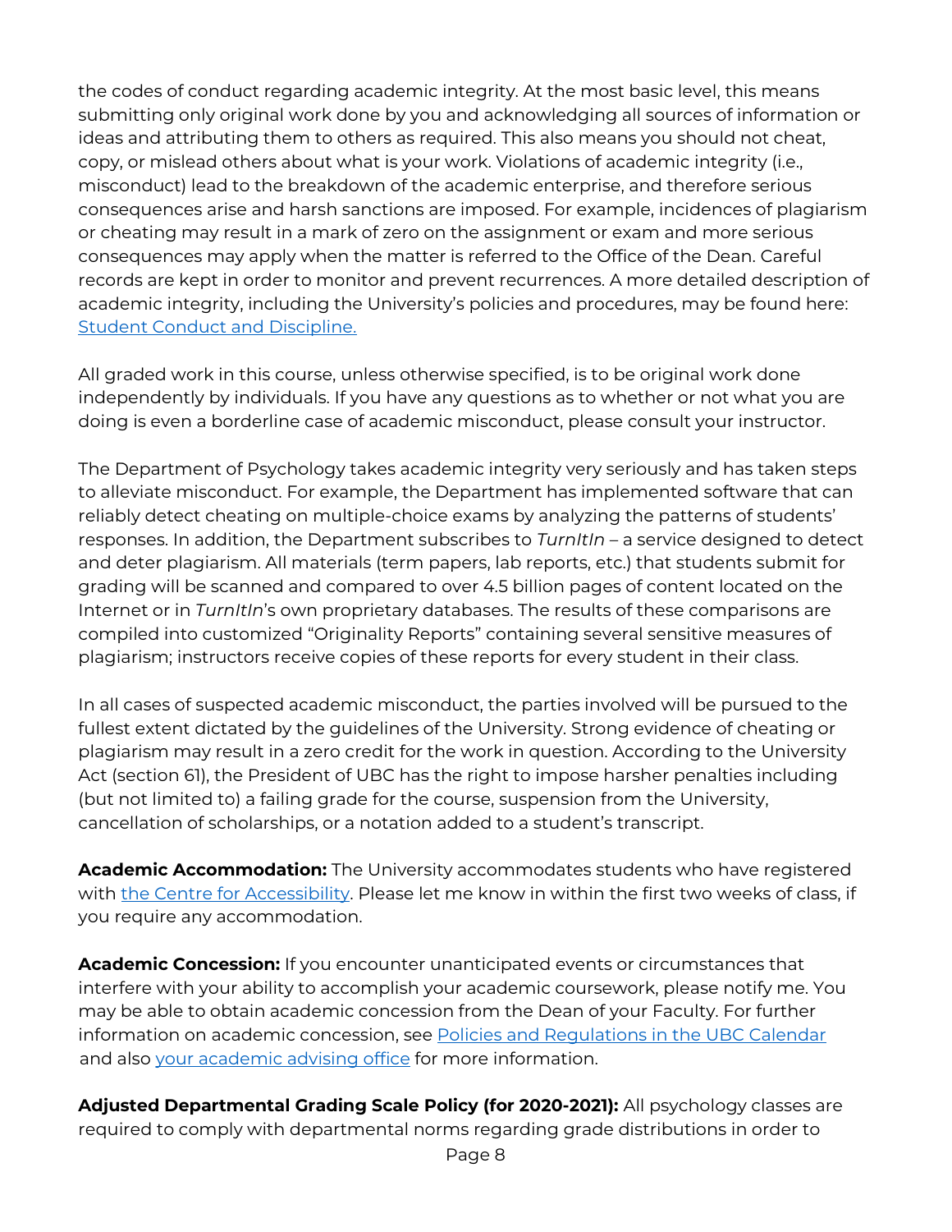the codes of conduct regarding academic integrity. At the most basic level, this means submitting only original work done by you and acknowledging all sources of information or ideas and attributing them to others as required. This also means you should not cheat, copy, or mislead others about what is your work. Violations of academic integrity (i.e., misconduct) lead to the breakdown of the academic enterprise, and therefore serious consequences arise and harsh sanctions are imposed. For example, incidences of plagiarism or cheating may result in a mark of zero on the assignment or exam and more serious consequences may apply when the matter is referred to the Office of the Dean. Careful records are kept in order to monitor and prevent recurrences. A more detailed description of academic integrity, including the University's policies and procedures, may be found here: [Student Conduct and Discipline.]()

All graded work in this course, unless otherwise specified, is to be original work done independently by individuals. If you have any questions as to whether or not what you are doing is even a borderline case of academic misconduct, please consult your instructor.

The Department of Psychology takes academic integrity very seriously and has taken steps to alleviate misconduct. For example, the Department has implemented software that can reliably detect cheating on multiple-choice exams by analyzing the patterns of students' responses. In addition, the Department subscribes to *TurnItIn* – a service designed to detect and deter plagiarism. All materials (term papers, lab reports, etc.) that students submit for grading will be scanned and compared to over 4.5 billion pages of content located on the Internet or in *TurnItIn*'s own proprietary databases. The results of these comparisons are compiled into customized "Originality Reports" containing several sensitive measures of plagiarism; instructors receive copies of these reports for every student in their class.

In all cases of suspected academic misconduct, the parties involved will be pursued to the fullest extent dictated by the guidelines of the University. Strong evidence of cheating or plagiarism may result in a zero credit for the work in question. According to the University Act (section 61), the President of UBC has the right to impose harsher penalties including (but not limited to) a failing grade for the course, suspension from the University, cancellation of scholarships, or a notation added to a student's transcript.

**Academic Accommodation:** The University accommodates students who have registered with [the Centre for Accessibility](). Please let me know in within the first two weeks of class, if you require any accommodation.

**Academic Concession:** If you encounter unanticipated events or circumstances that interfere with your ability to accomplish your academic coursework, please notify me. You may be able to obtain academic concession from the Dean of your Faculty. For further information on academic concession, see [Policies and Regulations in the UBC Calendar]() and also [your academic advising office]() for more information.

**Adjusted Departmental Grading Scale Policy (for 2020-2021):** All psychology classes are required to comply with departmental norms regarding grade distributions in order to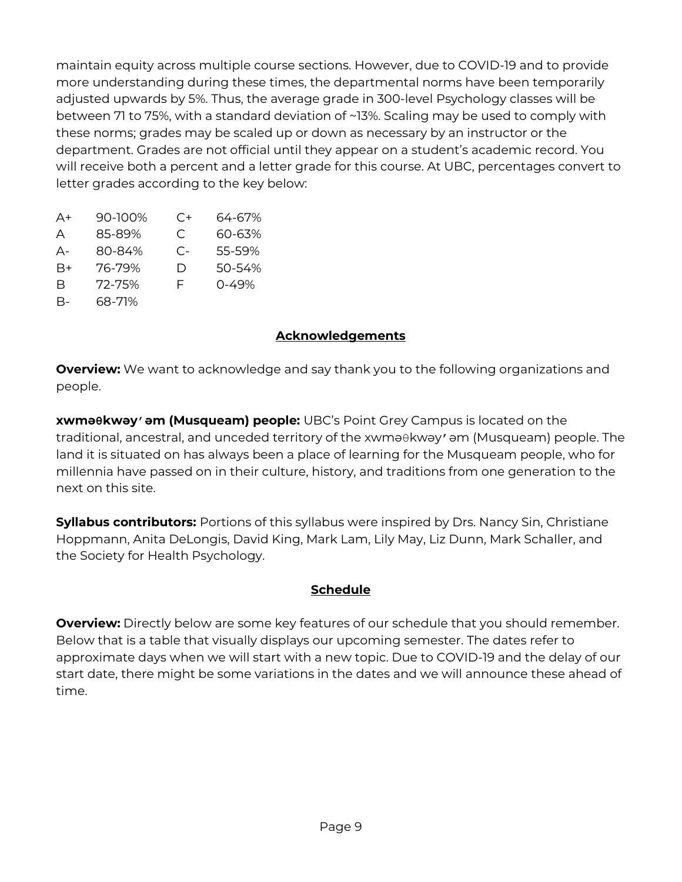maintain equity across multiple course sections. However, due to COVID-19 and to provide more understanding during these times, the departmental norms have been temporarily adjusted upwards by 5%. Thus, the average grade in 300-level Psychology classes will be between 71 to 75%, with a standard deviation of ~13%. Scaling may be used to comply with these norms; grades may be scaled up or down as necessary by an instructor or the department. Grades are not official until they appear on a student's academic record. You will receive both a percent and a letter grade for this course. At UBC, percentages convert to letter grades according to the key below:

| | | | |
|---|---|---|---|
| A+ | 90-100% | C+ | 64-67% |
| A | 85-89% | C | 60-63% |
| A- | 80-84% | C- | 55-59% |
| B+ | 76-79% | D | 50-54% |
| B | 72-75% | F | 0-49% |
| B- | 68-71% | | |

## Acknowledgements

**Overview:** We want to acknowledge and say thank you to the following organizations and people.

**xwməθkwəy̓əm (Musqueam) people:** UBC's Point Grey Campus is located on the traditional, ancestral, and unceded territory of the xwməθkwəy̓əm (Musqueam) people. The land it is situated on has always been a place of learning for the Musqueam people, who for millennia have passed on in their culture, history, and traditions from one generation to the next on this site.

**Syllabus contributors:** Portions of this syllabus were inspired by Drs. Nancy Sin, Christiane Hoppmann, Anita DeLongis, David King, Mark Lam, Lily May, Liz Dunn, Mark Schaller, and the Society for Health Psychology.

## Schedule

**Overview:** Directly below are some key features of our schedule that you should remember. Below that is a table that visually displays our upcoming semester. The dates refer to approximate days when we will start with a new topic. Due to COVID-19 and the delay of our start date, there might be some variations in the dates and we will announce these ahead of time.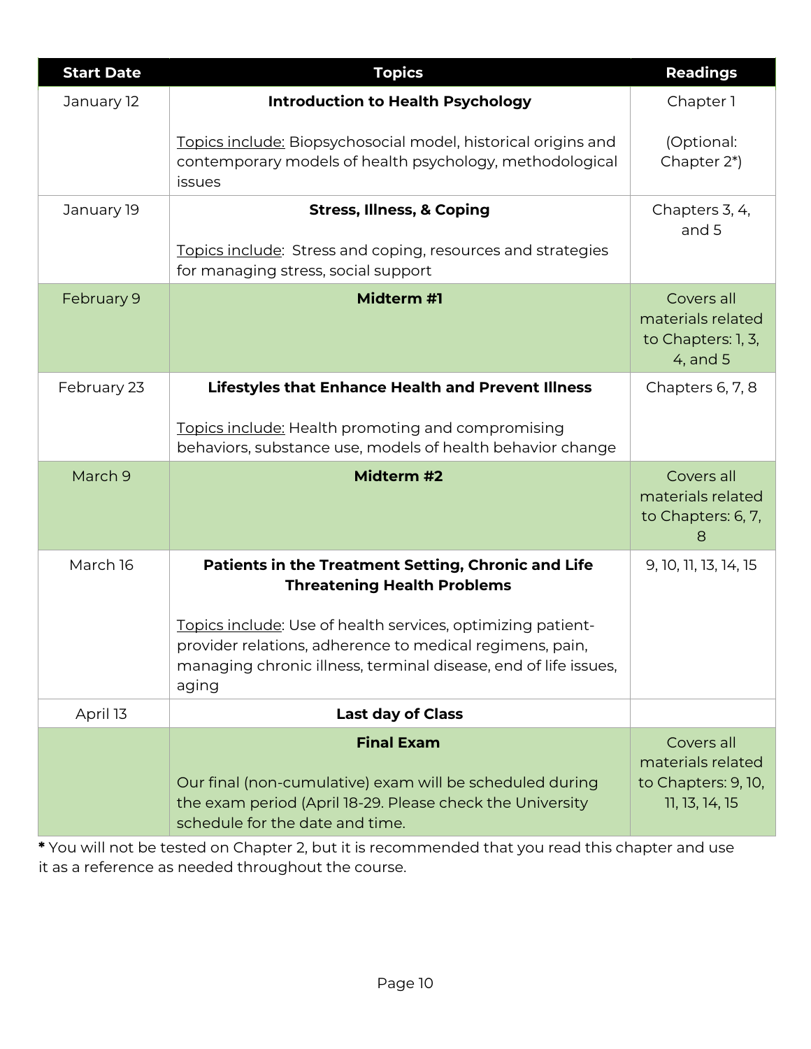| Start Date | Topics | Readings |
|---|---|---|
| January 12 | **Introduction to Health Psychology**<br><br>Topics include: Biopsychosocial model, historical origins and contemporary models of health psychology, methodological issues | Chapter 1<br><br>(Optional: Chapter 2*) |
| January 19 | **Stress, Illness, & Coping**<br><br>Topics include: Stress and coping, resources and strategies for managing stress, social support | Chapters 3, 4, and 5 |
| February 9 | **Midterm #1** | Covers all materials related to Chapters: 1, 3, 4, and 5 |
| February 23 | **Lifestyles that Enhance Health and Prevent Illness**<br><br>Topics include: Health promoting and compromising behaviors, substance use, models of health behavior change | Chapters 6, 7, 8 |
| March 9 | **Midterm #2** | Covers all materials related to Chapters: 6, 7, 8 |
| March 16 | **Patients in the Treatment Setting, Chronic and Life Threatening Health Problems**<br><br>Topics include: Use of health services, optimizing patient-provider relations, adherence to medical regimens, pain, managing chronic illness, terminal disease, end of life issues, aging | 9, 10, 11, 13, 14, 15 |
| April 13 | **Last day of Class** | |
| | **Final Exam**<br><br>Our final (non-cumulative) exam will be scheduled during the exam period (April 18-29. Please check the University schedule for the date and time. | Covers all materials related to Chapters: 9, 10, 11, 13, 14, 15 |

**\*** You will not be tested on Chapter 2, but it is recommended that you read this chapter and use it as a reference as needed throughout the course.